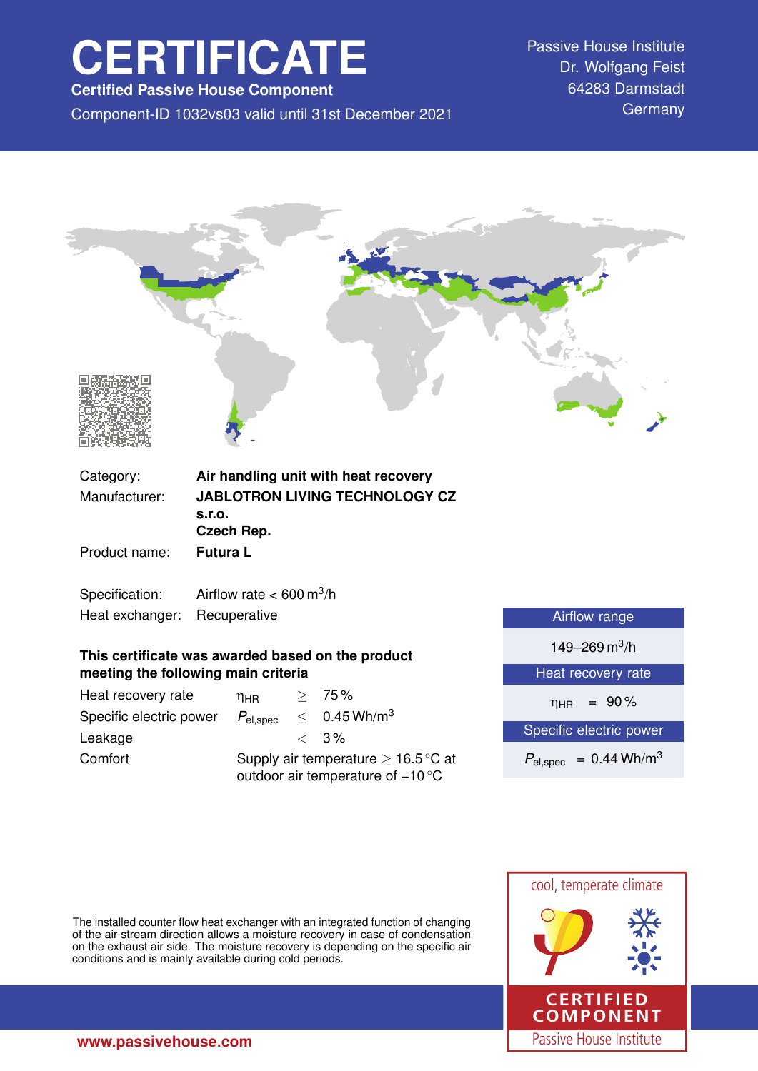# CERTIFICATE

**Certified Passive House Component**

Component-ID 1032vs03 valid until 31st December 2021

Passive House Institute
Dr. Wolfgang Feist
64283 Darmstadt
Germany

| | |
|---|---|
| Category: | **Air handling unit with heat recovery** |
| Manufacturer: | **JABLOTRON LIVING TECHNOLOGY CZ s.r.o.** **Czech Rep.** |
| Product name: | **Futura L** |

| | |
|---|---|
| Specification: | Airflow rate < 600 $m^3/h$ |
| Heat exchanger: | Recuperative |

**This certificate was awarded based on the product meeting the following main criteria**

| | | | |
|---|---|---|---|
| Heat recovery rate | $\eta_{HR}$ | $\geq$ | 75 % |
| Specific electric power | $P_{el,spec}$ | $\leq$ | 0.45 $Wh/m^3$ |
| Leakage | | $<$ | 3 % |
| Comfort | Supply air temperature $\geq$ 16.5 °C at outdoor air temperature of −10 °C | | |

| Airflow range |
|---|
| 149–269 $m^3/h$ |
| **Heat recovery rate** |
| $\eta_{HR}$ = 90 % |
| **Specific electric power** |
| $P_{el,spec}$ = 0.44 $Wh/m^3$ |

The installed counter flow heat exchanger with an integrated function of changing of the air stream direction allows a moisture recovery in case of condensation on the exhaust air side. The moisture recovery is depending on the specific air conditions and is mainly available during cold periods.

cool, temperate climate

CERTIFIED COMPONENT

Passive House Institute

www.passivehouse.com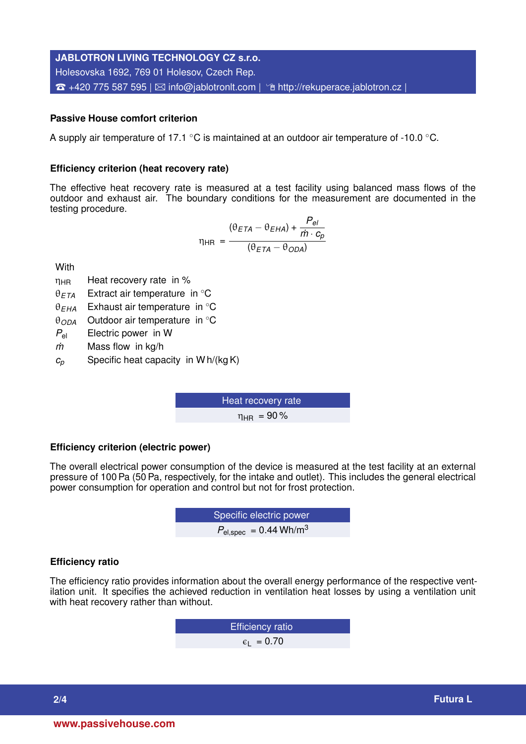**JABLOTRON LIVING TECHNOLOGY CZ s.r.o.**
Holesovska 1692, 769 01 Holesov, Czech Rep.
☎ +420 775 587 595 | ✉ info@jablotronlt.com | http://rekuperace.jablotron.cz |

### Passive House comfort criterion

A supply air temperature of 17.1 °C is maintained at an outdoor air temperature of -10.0 °C.

### Efficiency criterion (heat recovery rate)

The effective heat recovery rate is measured at a test facility using balanced mass flows of the outdoor and exhaust air. The boundary conditions for the measurement are documented in the testing procedure.

$$\eta_{HR} = \frac{(\theta_{ETA} - \theta_{EHA}) + \frac{P_{el}}{\dot{m} \cdot c_p}}{(\theta_{ETA} - \theta_{ODA})}$$

With

| | |
|---|---|
| $\eta_{HR}$ | Heat recovery rate in % |
| $\theta_{ETA}$ | Extract air temperature in °C |
| $\theta_{EHA}$ | Exhaust air temperature in °C |
| $\theta_{ODA}$ | Outdoor air temperature in °C |
| $P_{el}$ | Electric power in W |
| $\dot{m}$ | Mass flow in kg/h |
| $c_p$ | Specific heat capacity in W h/(kg K) |

| Heat recovery rate |
|---|
| $\eta_{HR}$ = 90 % |

### Efficiency criterion (electric power)

The overall electrical power consumption of the device is measured at the test facility at an external pressure of 100 Pa (50 Pa, respectively, for the intake and outlet). This includes the general electrical power consumption for operation and control but not for frost protection.

| Specific electric power |
|---|
| $P_{el,spec}$ = 0.44 Wh/m$^3$ |

### Efficiency ratio

The efficiency ratio provides information about the overall energy performance of the respective ventilation unit. It specifies the achieved reduction in ventilation heat losses by using a ventilation unit with heat recovery rather than without.

| Efficiency ratio |
|---|
| $\epsilon_L$ = 0.70 |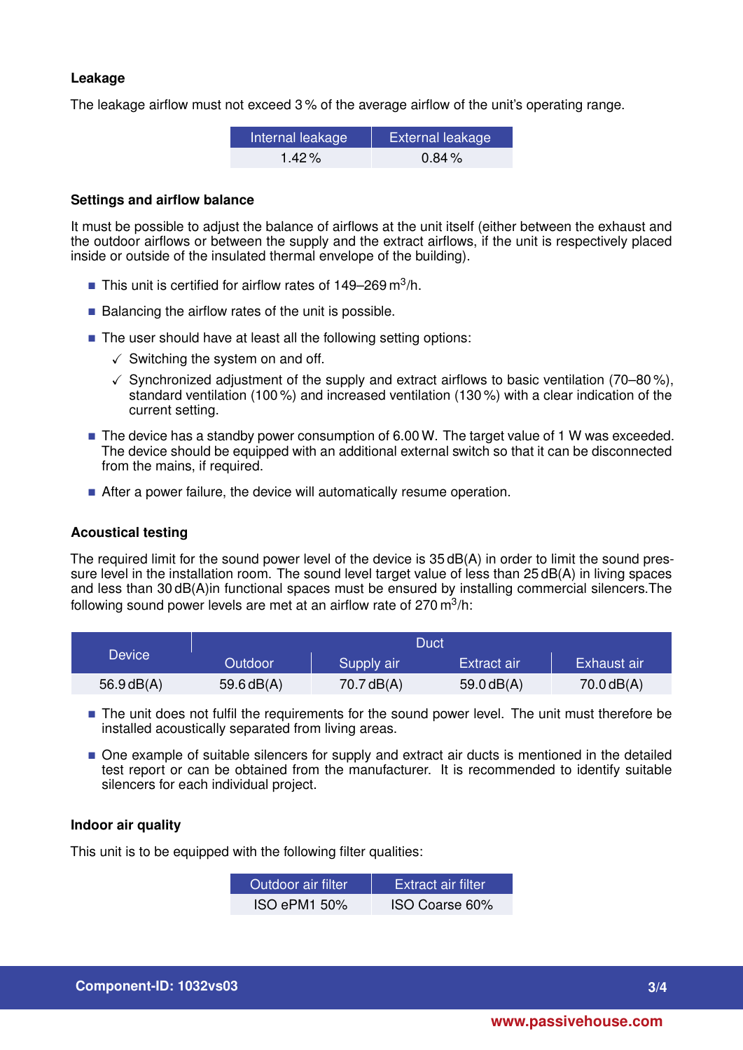### Leakage

The leakage airflow must not exceed 3 % of the average airflow of the unit's operating range.

| Internal leakage | External leakage |
|---|---|
| 1.42 % | 0.84 % |

### Settings and airflow balance

It must be possible to adjust the balance of airflows at the unit itself (either between the exhaust and the outdoor airflows or between the supply and the extract airflows, if the unit is respectively placed inside or outside of the insulated thermal envelope of the building).

- This unit is certified for airflow rates of 149–269 $m^3/h$.
- Balancing the airflow rates of the unit is possible.
- The user should have at least all the following setting options:
  - ✓ Switching the system on and off.
  - ✓ Synchronized adjustment of the supply and extract airflows to basic ventilation (70–80 %), standard ventilation (100 %) and increased ventilation (130 %) with a clear indication of the current setting.
- The device has a standby power consumption of 6.00 W. The target value of 1 W was exceeded. The device should be equipped with an additional external switch so that it can be disconnected from the mains, if required.
- After a power failure, the device will automatically resume operation.

### Acoustical testing

The required limit for the sound power level of the device is 35 dB(A) in order to limit the sound pressure level in the installation room. The sound level target value of less than 25 dB(A) in living spaces and less than 30 dB(A)in functional spaces must be ensured by installing commercial silencers.The following sound power levels are met at an airflow rate of 270 $m^3/h$:

| Device | Duct | | | |
|---|---|---|---|---|
| | Outdoor | Supply air | Extract air | Exhaust air |
| 56.9 dB(A) | 59.6 dB(A) | 70.7 dB(A) | 59.0 dB(A) | 70.0 dB(A) |

- The unit does not fulfil the requirements for the sound power level. The unit must therefore be installed acoustically separated from living areas.
- One example of suitable silencers for supply and extract air ducts is mentioned in the detailed test report or can be obtained from the manufacturer. It is recommended to identify suitable silencers for each individual project.

### Indoor air quality

This unit is to be equipped with the following filter qualities:

| Outdoor air filter | Extract air filter |
|---|---|
| ISO ePM1 50% | ISO Coarse 60% |

**Component-ID: 1032vs03**

**www.passivehouse.com**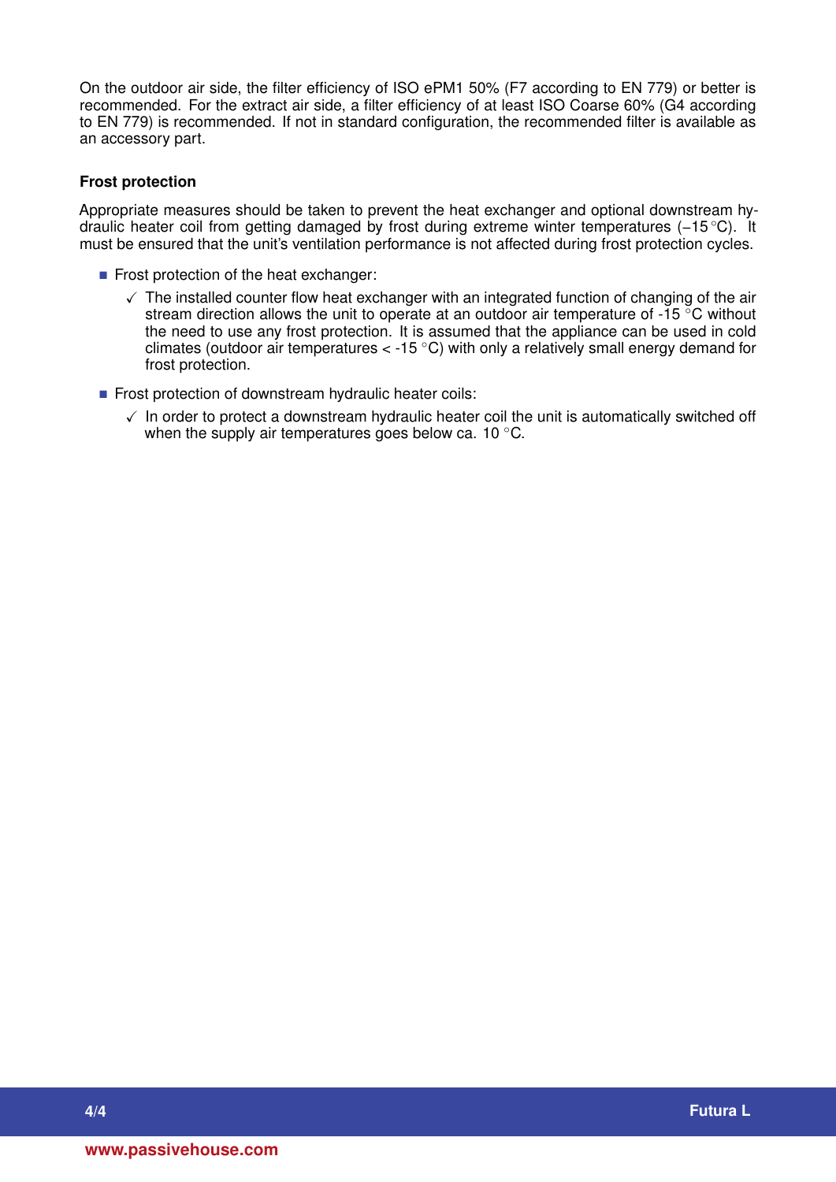On the outdoor air side, the filter efficiency of ISO ePM1 50% (F7 according to EN 779) or better is recommended. For the extract air side, a filter efficiency of at least ISO Coarse 60% (G4 according to EN 779) is recommended. If not in standard configuration, the recommended filter is available as an accessory part.

**Frost protection**

Appropriate measures should be taken to prevent the heat exchanger and optional downstream hydraulic heater coil from getting damaged by frost during extreme winter temperatures (−15 °C). It must be ensured that the unit's ventilation performance is not affected during frost protection cycles.

- Frost protection of the heat exchanger:
  - ✓ The installed counter flow heat exchanger with an integrated function of changing of the air stream direction allows the unit to operate at an outdoor air temperature of -15 °C without the need to use any frost protection. It is assumed that the appliance can be used in cold climates (outdoor air temperatures < -15 °C) with only a relatively small energy demand for frost protection.
- Frost protection of downstream hydraulic heater coils:
  - ✓ In order to protect a downstream hydraulic heater coil the unit is automatically switched off when the supply air temperatures goes below ca. 10 °C.